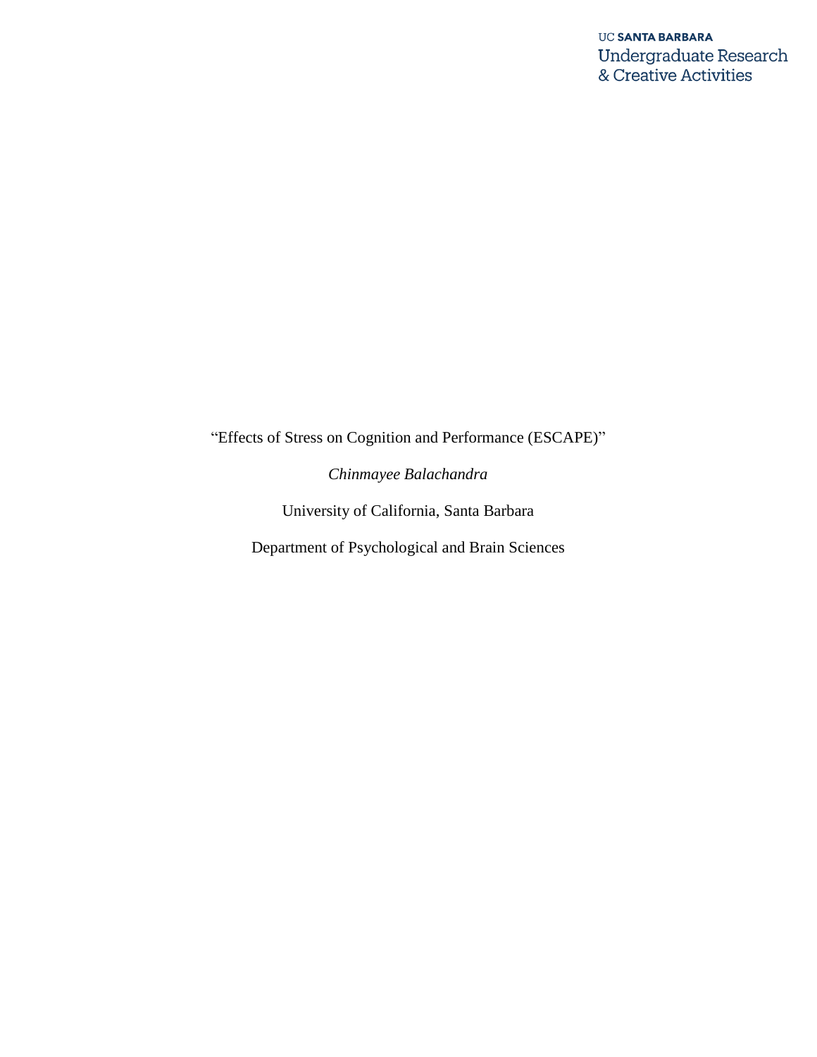UC SANTA BARBARA
Undergraduate Research
& Creative Activities

"Effects of Stress on Cognition and Performance (ESCAPE)"

*Chinmayee Balachandra*

University of California, Santa Barbara

Department of Psychological and Brain Sciences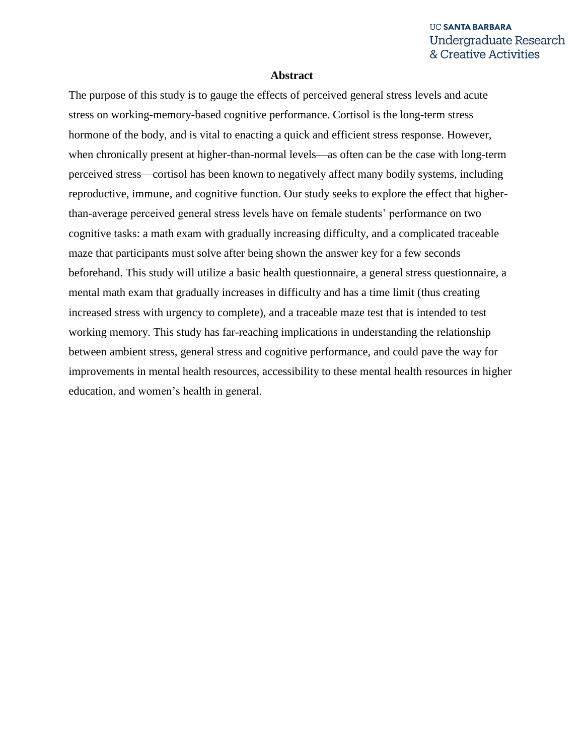## Abstract

The purpose of this study is to gauge the effects of perceived general stress levels and acute stress on working-memory-based cognitive performance. Cortisol is the long-term stress hormone of the body, and is vital to enacting a quick and efficient stress response. However, when chronically present at higher-than-normal levels—as often can be the case with long-term perceived stress—cortisol has been known to negatively affect many bodily systems, including reproductive, immune, and cognitive function. Our study seeks to explore the effect that higher-than-average perceived general stress levels have on female students' performance on two cognitive tasks: a math exam with gradually increasing difficulty, and a complicated traceable maze that participants must solve after being shown the answer key for a few seconds beforehand. This study will utilize a basic health questionnaire, a general stress questionnaire, a mental math exam that gradually increases in difficulty and has a time limit (thus creating increased stress with urgency to complete), and a traceable maze test that is intended to test working memory. This study has far-reaching implications in understanding the relationship between ambient stress, general stress and cognitive performance, and could pave the way for improvements in mental health resources, accessibility to these mental health resources in higher education, and women's health in general.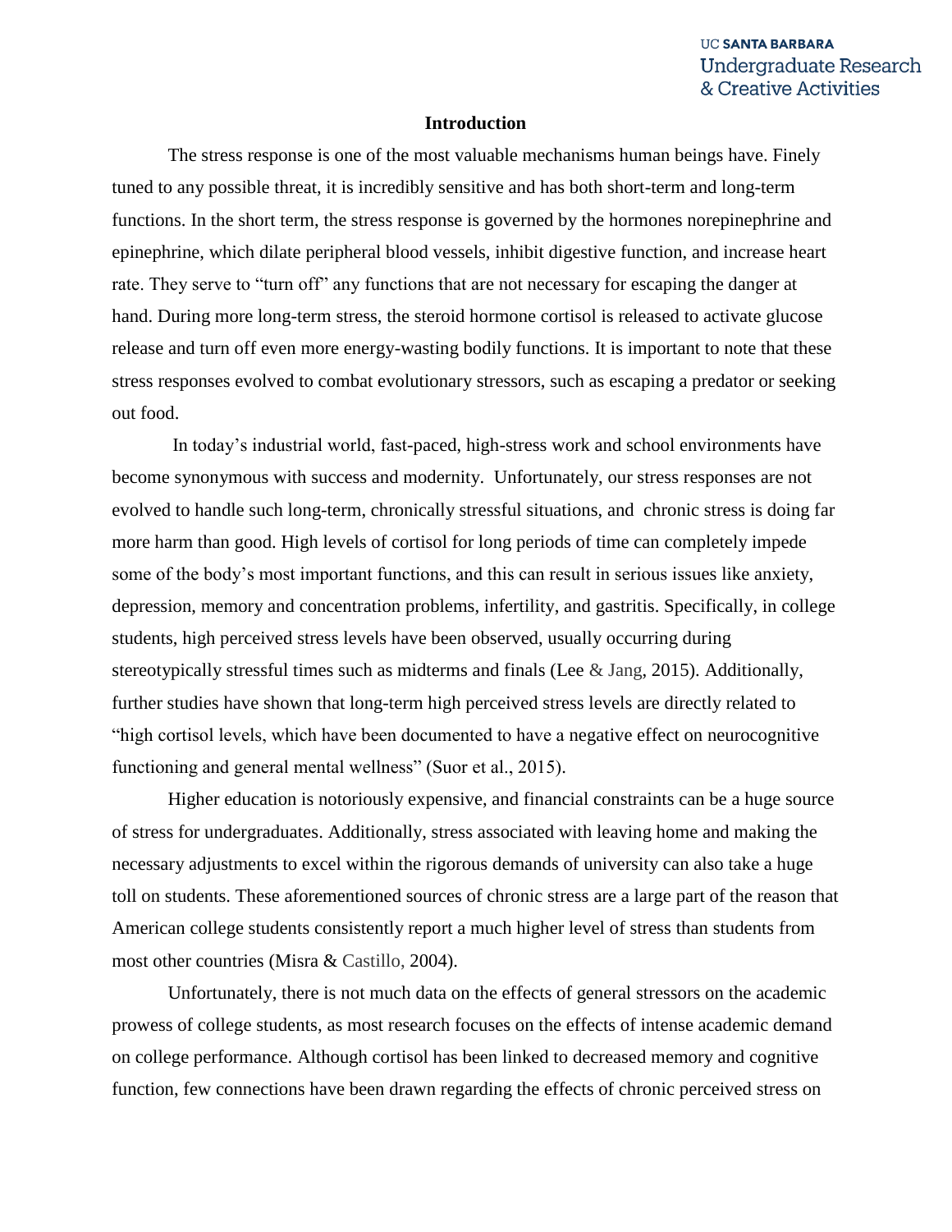## Introduction

The stress response is one of the most valuable mechanisms human beings have. Finely tuned to any possible threat, it is incredibly sensitive and has both short-term and long-term functions. In the short term, the stress response is governed by the hormones norepinephrine and epinephrine, which dilate peripheral blood vessels, inhibit digestive function, and increase heart rate. They serve to "turn off" any functions that are not necessary for escaping the danger at hand. During more long-term stress, the steroid hormone cortisol is released to activate glucose release and turn off even more energy-wasting bodily functions. It is important to note that these stress responses evolved to combat evolutionary stressors, such as escaping a predator or seeking out food.

In today's industrial world, fast-paced, high-stress work and school environments have become synonymous with success and modernity. Unfortunately, our stress responses are not evolved to handle such long-term, chronically stressful situations, and chronic stress is doing far more harm than good. High levels of cortisol for long periods of time can completely impede some of the body's most important functions, and this can result in serious issues like anxiety, depression, memory and concentration problems, infertility, and gastritis. Specifically, in college students, high perceived stress levels have been observed, usually occurring during stereotypically stressful times such as midterms and finals (Lee & Jang, 2015). Additionally, further studies have shown that long-term high perceived stress levels are directly related to "high cortisol levels, which have been documented to have a negative effect on neurocognitive functioning and general mental wellness" (Suor et al., 2015).

Higher education is notoriously expensive, and financial constraints can be a huge source of stress for undergraduates. Additionally, stress associated with leaving home and making the necessary adjustments to excel within the rigorous demands of university can also take a huge toll on students. These aforementioned sources of chronic stress are a large part of the reason that American college students consistently report a much higher level of stress than students from most other countries (Misra & Castillo, 2004).

Unfortunately, there is not much data on the effects of general stressors on the academic prowess of college students, as most research focuses on the effects of intense academic demand on college performance. Although cortisol has been linked to decreased memory and cognitive function, few connections have been drawn regarding the effects of chronic perceived stress on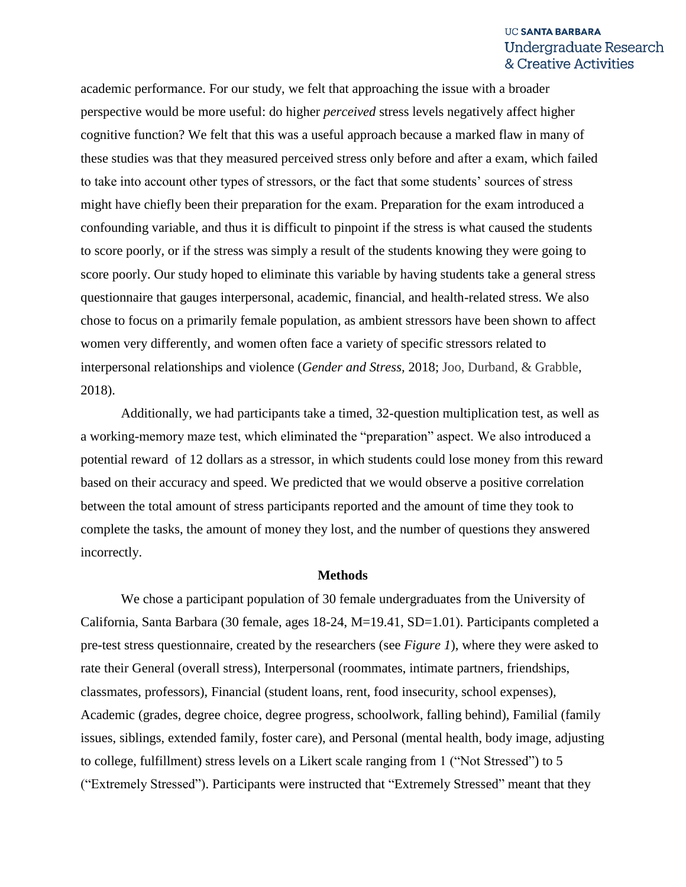academic performance. For our study, we felt that approaching the issue with a broader perspective would be more useful: do higher *perceived* stress levels negatively affect higher cognitive function? We felt that this was a useful approach because a marked flaw in many of these studies was that they measured perceived stress only before and after a exam, which failed to take into account other types of stressors, or the fact that some students' sources of stress might have chiefly been their preparation for the exam. Preparation for the exam introduced a confounding variable, and thus it is difficult to pinpoint if the stress is what caused the students to score poorly, or if the stress was simply a result of the students knowing they were going to score poorly. Our study hoped to eliminate this variable by having students take a general stress questionnaire that gauges interpersonal, academic, financial, and health-related stress. We also chose to focus on a primarily female population, as ambient stressors have been shown to affect women very differently, and women often face a variety of specific stressors related to interpersonal relationships and violence (*Gender and Stress*, 2018; Joo, Durband, & Grabble, 2018).

Additionally, we had participants take a timed, 32-question multiplication test, as well as a working-memory maze test, which eliminated the "preparation" aspect. We also introduced a potential reward of 12 dollars as a stressor, in which students could lose money from this reward based on their accuracy and speed. We predicted that we would observe a positive correlation between the total amount of stress participants reported and the amount of time they took to complete the tasks, the amount of money they lost, and the number of questions they answered incorrectly.

## Methods

We chose a participant population of 30 female undergraduates from the University of California, Santa Barbara (30 female, ages 18-24, M=19.41, SD=1.01). Participants completed a pre-test stress questionnaire, created by the researchers (see *Figure 1*), where they were asked to rate their General (overall stress), Interpersonal (roommates, intimate partners, friendships, classmates, professors), Financial (student loans, rent, food insecurity, school expenses), Academic (grades, degree choice, degree progress, schoolwork, falling behind), Familial (family issues, siblings, extended family, foster care), and Personal (mental health, body image, adjusting to college, fulfillment) stress levels on a Likert scale ranging from 1 ("Not Stressed") to 5 ("Extremely Stressed"). Participants were instructed that "Extremely Stressed" meant that they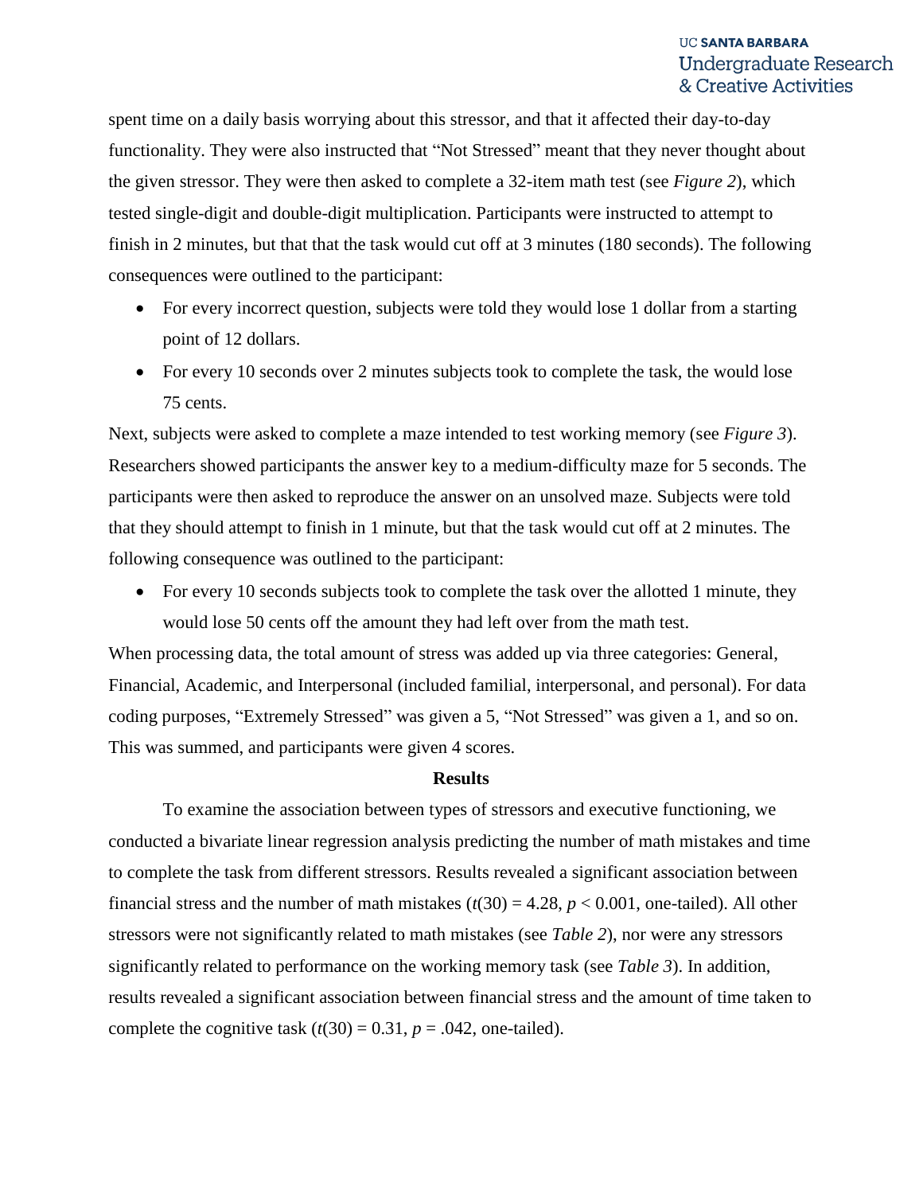spent time on a daily basis worrying about this stressor, and that it affected their day-to-day functionality. They were also instructed that "Not Stressed" meant that they never thought about the given stressor. They were then asked to complete a 32-item math test (see *Figure 2*), which tested single-digit and double-digit multiplication. Participants were instructed to attempt to finish in 2 minutes, but that that the task would cut off at 3 minutes (180 seconds). The following consequences were outlined to the participant:

- For every incorrect question, subjects were told they would lose 1 dollar from a starting point of 12 dollars.
- For every 10 seconds over 2 minutes subjects took to complete the task, the would lose 75 cents.

Next, subjects were asked to complete a maze intended to test working memory (see *Figure 3*). Researchers showed participants the answer key to a medium-difficulty maze for 5 seconds. The participants were then asked to reproduce the answer on an unsolved maze. Subjects were told that they should attempt to finish in 1 minute, but that the task would cut off at 2 minutes. The following consequence was outlined to the participant:

- For every 10 seconds subjects took to complete the task over the allotted 1 minute, they would lose 50 cents off the amount they had left over from the math test.

When processing data, the total amount of stress was added up via three categories: General, Financial, Academic, and Interpersonal (included familial, interpersonal, and personal). For data coding purposes, "Extremely Stressed" was given a 5, "Not Stressed" was given a 1, and so on. This was summed, and participants were given 4 scores.

**Results**

To examine the association between types of stressors and executive functioning, we conducted a bivariate linear regression analysis predicting the number of math mistakes and time to complete the task from different stressors. Results revealed a significant association between financial stress and the number of math mistakes ($t(30) = 4.28$, $p < 0.001$, one-tailed). All other stressors were not significantly related to math mistakes (see *Table 2*), nor were any stressors significantly related to performance on the working memory task (see *Table 3*). In addition, results revealed a significant association between financial stress and the amount of time taken to complete the cognitive task ($t(30) = 0.31$, $p = .042$, one-tailed).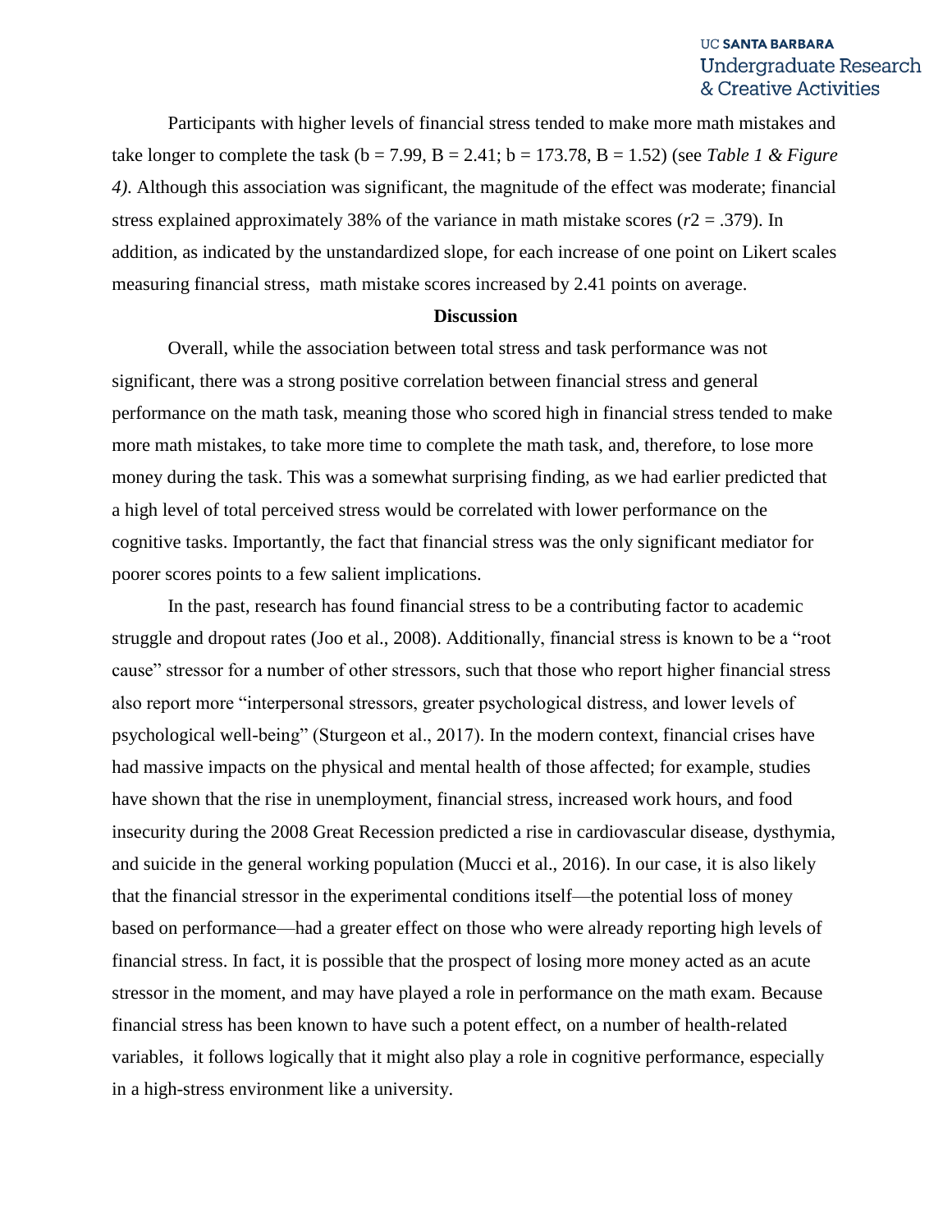Participants with higher levels of financial stress tended to make more math mistakes and take longer to complete the task (b = 7.99, B = 2.41; b = 173.78, B = 1.52) (see *Table 1 & Figure 4)*. Although this association was significant, the magnitude of the effect was moderate; financial stress explained approximately 38% of the variance in math mistake scores ($r2 = .379$). In addition, as indicated by the unstandardized slope, for each increase of one point on Likert scales measuring financial stress, math mistake scores increased by 2.41 points on average.

## Discussion

Overall, while the association between total stress and task performance was not significant, there was a strong positive correlation between financial stress and general performance on the math task, meaning those who scored high in financial stress tended to make more math mistakes, to take more time to complete the math task, and, therefore, to lose more money during the task. This was a somewhat surprising finding, as we had earlier predicted that a high level of total perceived stress would be correlated with lower performance on the cognitive tasks. Importantly, the fact that financial stress was the only significant mediator for poorer scores points to a few salient implications.

In the past, research has found financial stress to be a contributing factor to academic struggle and dropout rates (Joo et al., 2008). Additionally, financial stress is known to be a "root cause" stressor for a number of other stressors, such that those who report higher financial stress also report more "interpersonal stressors, greater psychological distress, and lower levels of psychological well-being" (Sturgeon et al., 2017). In the modern context, financial crises have had massive impacts on the physical and mental health of those affected; for example, studies have shown that the rise in unemployment, financial stress, increased work hours, and food insecurity during the 2008 Great Recession predicted a rise in cardiovascular disease, dysthymia, and suicide in the general working population (Mucci et al., 2016). In our case, it is also likely that the financial stressor in the experimental conditions itself—the potential loss of money based on performance—had a greater effect on those who were already reporting high levels of financial stress. In fact, it is possible that the prospect of losing more money acted as an acute stressor in the moment, and may have played a role in performance on the math exam. Because financial stress has been known to have such a potent effect, on a number of health-related variables, it follows logically that it might also play a role in cognitive performance, especially in a high-stress environment like a university.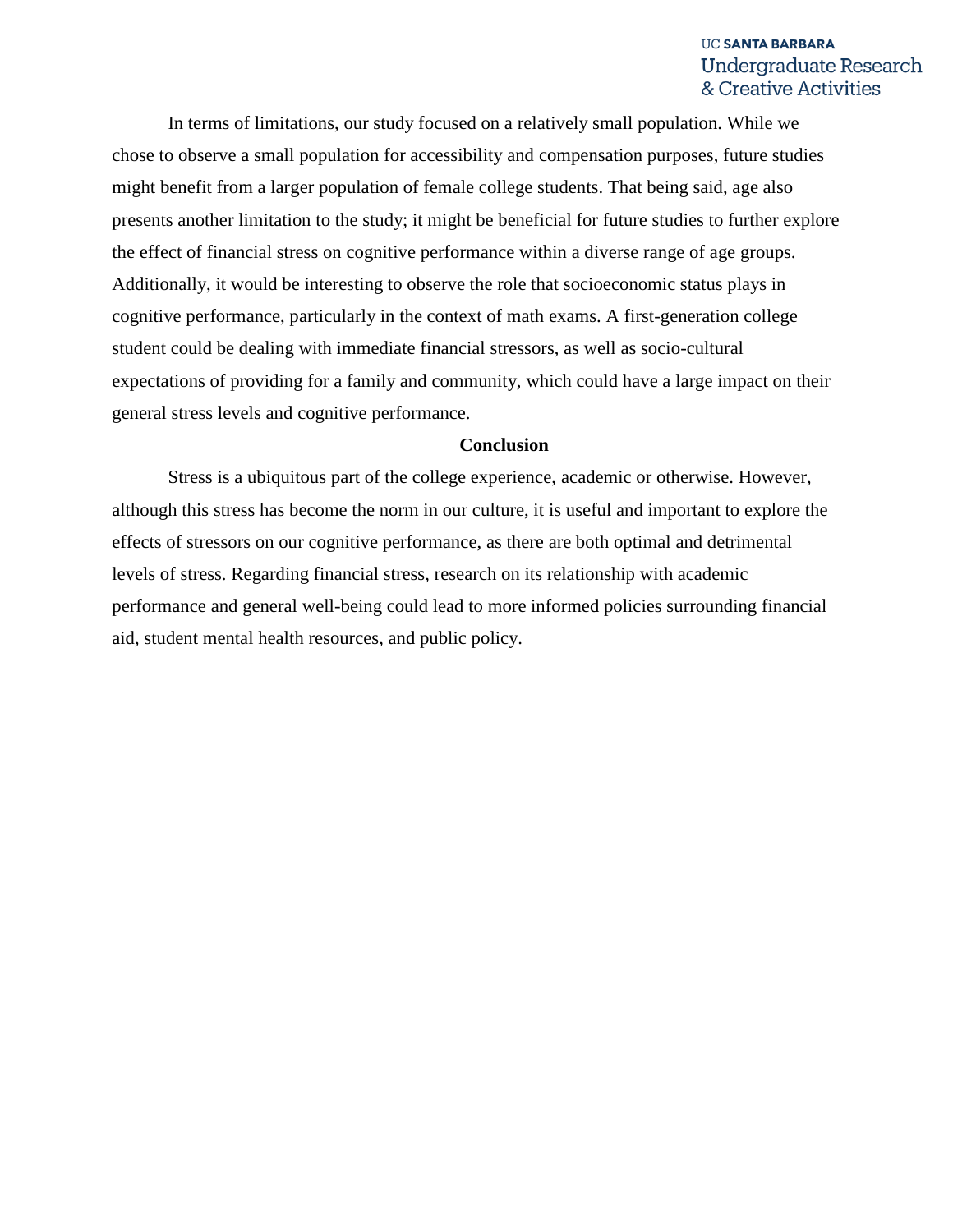In terms of limitations, our study focused on a relatively small population. While we chose to observe a small population for accessibility and compensation purposes, future studies might benefit from a larger population of female college students. That being said, age also presents another limitation to the study; it might be beneficial for future studies to further explore the effect of financial stress on cognitive performance within a diverse range of age groups. Additionally, it would be interesting to observe the role that socioeconomic status plays in cognitive performance, particularly in the context of math exams. A first-generation college student could be dealing with immediate financial stressors, as well as socio-cultural expectations of providing for a family and community, which could have a large impact on their general stress levels and cognitive performance.

## Conclusion

Stress is a ubiquitous part of the college experience, academic or otherwise. However, although this stress has become the norm in our culture, it is useful and important to explore the effects of stressors on our cognitive performance, as there are both optimal and detrimental levels of stress. Regarding financial stress, research on its relationship with academic performance and general well-being could lead to more informed policies surrounding financial aid, student mental health resources, and public policy.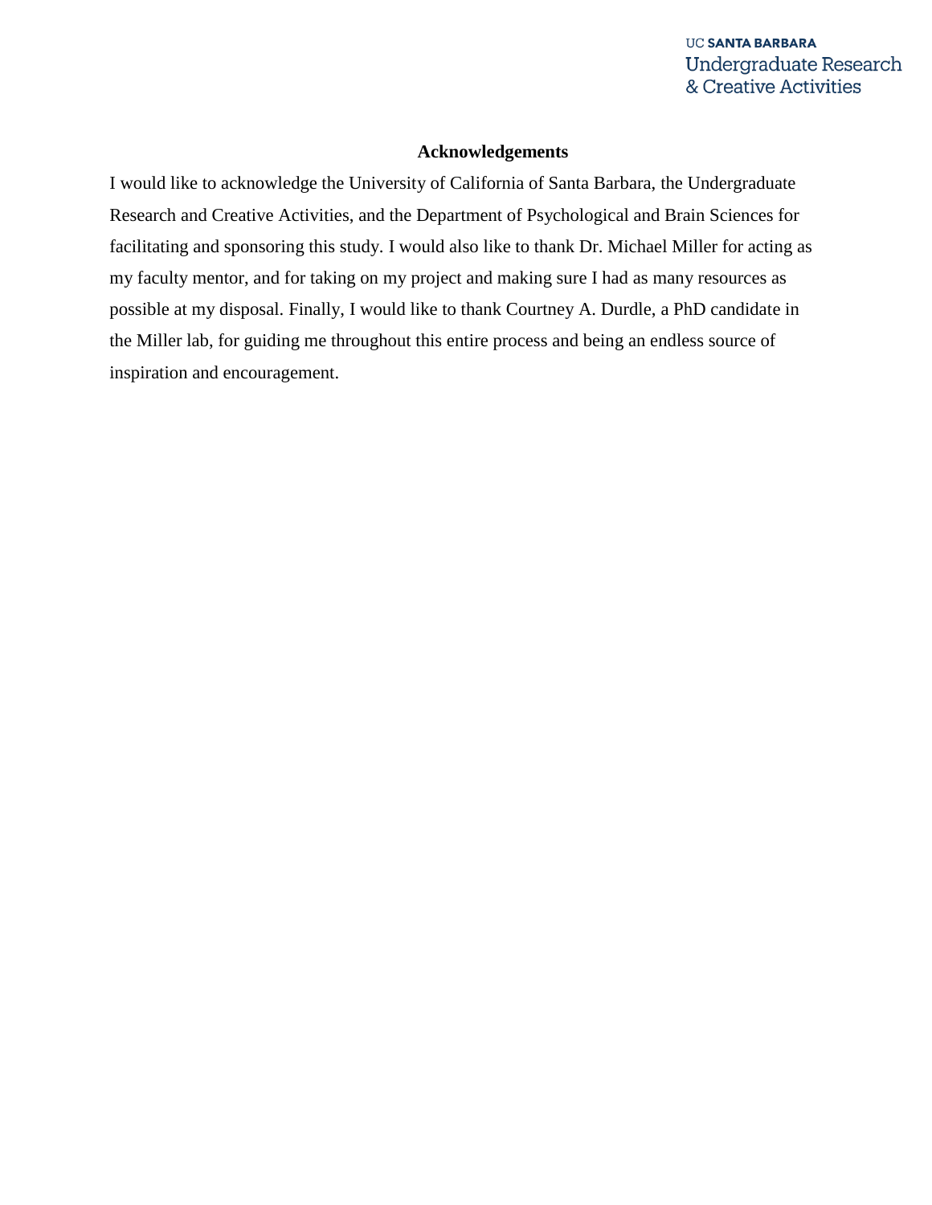## Acknowledgements

I would like to acknowledge the University of California of Santa Barbara, the Undergraduate Research and Creative Activities, and the Department of Psychological and Brain Sciences for facilitating and sponsoring this study. I would also like to thank Dr. Michael Miller for acting as my faculty mentor, and for taking on my project and making sure I had as many resources as possible at my disposal. Finally, I would like to thank Courtney A. Durdle, a PhD candidate in the Miller lab, for guiding me throughout this entire process and being an endless source of inspiration and encouragement.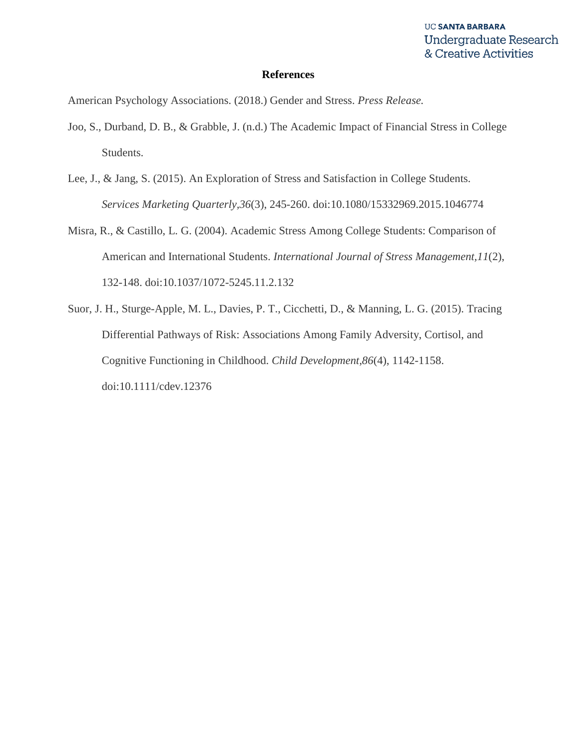# References

American Psychology Associations. (2018.) Gender and Stress. *Press Release.*

Joo, S., Durband, D. B., & Grabble, J. (n.d.) The Academic Impact of Financial Stress in College Students.

Lee, J., & Jang, S. (2015). An Exploration of Stress and Satisfaction in College Students. *Services Marketing Quarterly,36*(3), 245-260. doi:10.1080/15332969.2015.1046774

Misra, R., & Castillo, L. G. (2004). Academic Stress Among College Students: Comparison of American and International Students. *International Journal of Stress Management,11*(2), 132-148. doi:10.1037/1072-5245.11.2.132

Suor, J. H., Sturge-Apple, M. L., Davies, P. T., Cicchetti, D., & Manning, L. G. (2015). Tracing Differential Pathways of Risk: Associations Among Family Adversity, Cortisol, and Cognitive Functioning in Childhood. *Child Development,86*(4), 1142-1158. doi:10.1111/cdev.12376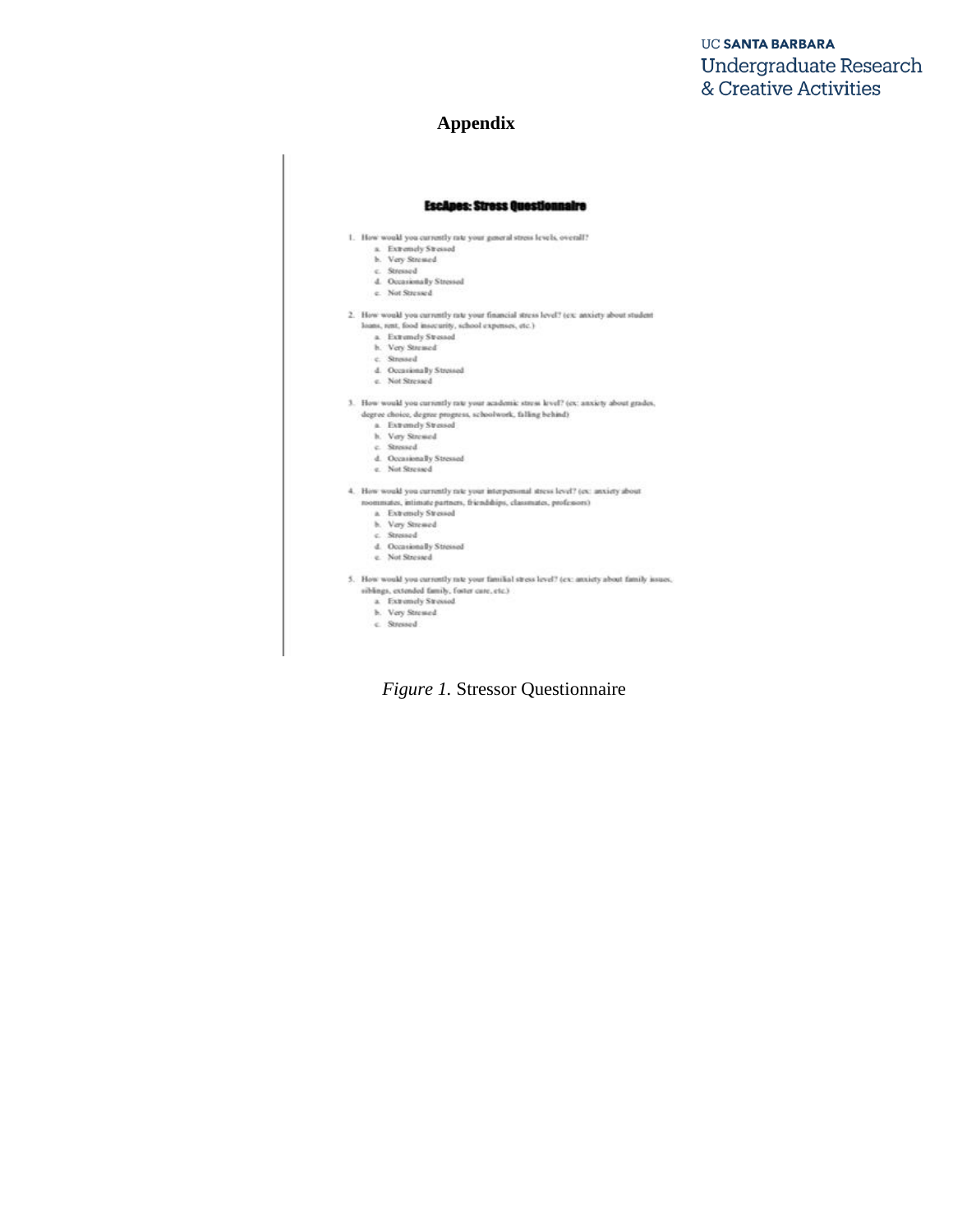# Appendix

**EscApes: Stress Questionnaire**

1. How would you currently rate your general stress levels, overall?
   a. Extremely Stressed
   b. Very Stressed
   c. Stressed
   d. Occasionally Stressed
   e. Not Stressed

2. How would you currently rate your financial stress level? (ex: anxiety about student loans, rent, food insecurity, school expenses, etc.)
   a. Extremely Stressed
   b. Very Stressed
   c. Stressed
   d. Occasionally Stressed
   e. Not Stressed

3. How would you currently rate your academic stress level? (ex: anxiety about grades, degree choice, degree progress, schoolwork, falling behind)
   a. Extremely Stressed
   b. Very Stressed
   c. Stressed
   d. Occasionally Stressed
   e. Not Stressed

4. How would you currently rate your interpersonal stress level? (ex: anxiety about roommates, intimate partners, friendships, classmates, professors)
   a. Extremely Stressed
   b. Very Stressed
   c. Stressed
   d. Occasionally Stressed
   e. Not Stressed

5. How would you currently rate your familial stress level? (ex: anxiety about family issues, siblings, extended family, foster care, etc.)
   a. Extremely Stressed
   b. Very Stressed
   c. Stressed

*Figure 1.* Stressor Questionnaire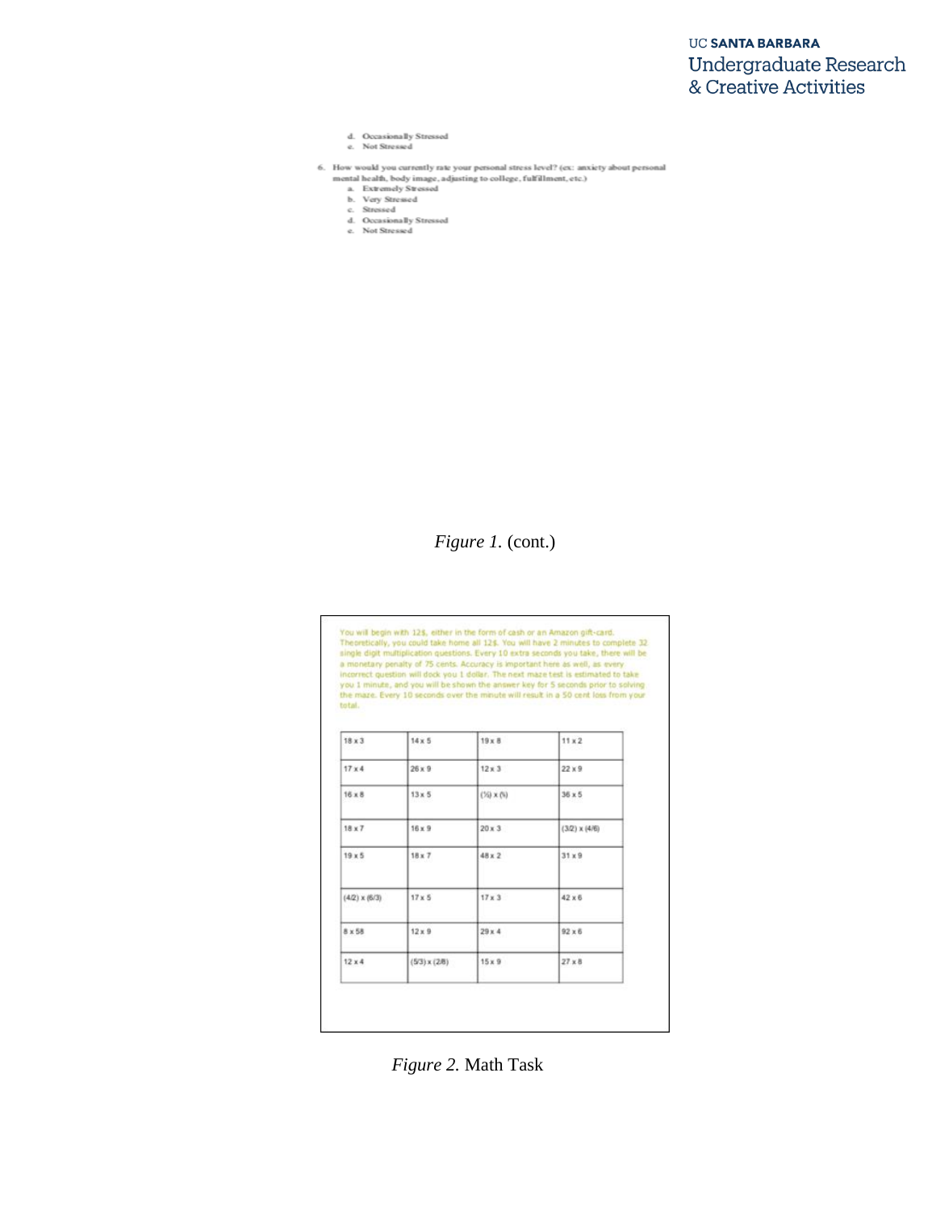d. Occasionally Stressed
e. Not Stressed

6. How would you currently rate your personal stress level? (ex: anxiety about personal mental health, body image, adjusting to college, fulfillment, etc.)
   a. Extremely Stressed
   b. Very Stressed
   c. Stressed
   d. Occasionally Stressed
   e. Not Stressed

*Figure 1.* (cont.)

You will begin with 12$, either in the form of cash or an Amazon gift-card. Theoretically, you could take home all 12$. You will have 2 minutes to complete 32 single digit multiplication questions. Every 10 extra seconds you take, there will be a monetary penalty of 75 cents. Accuracy is important here as well, as every incorrect question will dock you 1 dollar. The next maze test is estimated to take you 1 minute, and you will be shown the answer key for 5 seconds prior to solving the maze. Every 10 seconds over the minute will result in a 50 cent loss from your total.

| 18 x 3 | 14 x 5 | 19 x 8 | 11 x 2 |
|---|---|---|---|
| 17 x 4 | 26 x 9 | 12 x 3 | 22 x 9 |
| 16 x 8 | 13 x 5 | (½) x (¾) | 36 x 5 |
| 18 x 7 | 16 x 9 | 20 x 3 | (3/2) x (4/6) |
| 19 x 5 | 18 x 7 | 48 x 2 | 31 x 9 |
| (4/2) x (6/3) | 17 x 5 | 17 x 3 | 42 x 6 |
| 8 x 58 | 12 x 9 | 29 x 4 | 92 x 6 |
| 12 x 4 | (5/3) x (2/8) | 15 x 9 | 27 x 8 |

*Figure 2.* Math Task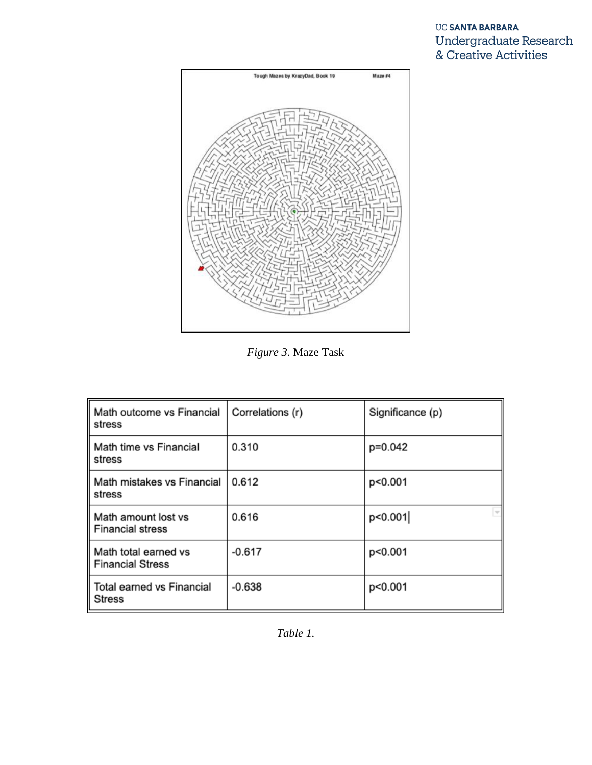*Figure 3.* Maze Task

| Math outcome vs Financial stress | Correlations (r) | Significance (p) |
| --- | --- | --- |
| Math time vs Financial stress | 0.310 | p=0.042 |
| Math mistakes vs Financial stress | 0.612 | p<0.001 |
| Math amount lost vs Financial stress | 0.616 | p<0.001 |
| Math total earned vs Financial Stress | -0.617 | p<0.001 |
| Total earned vs Financial Stress | -0.638 | p<0.001 |

*Table 1.*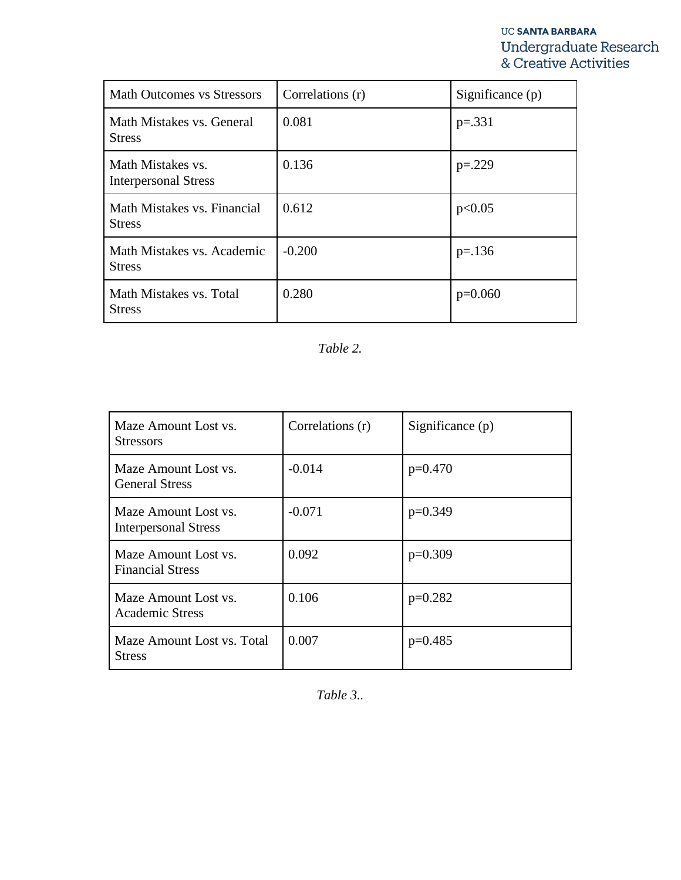| Math Outcomes vs Stressors | Correlations (r) | Significance (p) |
|---|---|---|
| Math Mistakes vs. General Stress | 0.081 | p=.331 |
| Math Mistakes vs. Interpersonal Stress | 0.136 | p=.229 |
| Math Mistakes vs. Financial Stress | 0.612 | p<0.05 |
| Math Mistakes vs. Academic Stress | -0.200 | p=.136 |
| Math Mistakes vs. Total Stress | 0.280 | p=0.060 |

*Table 2.*

| Maze Amount Lost vs. Stressors | Correlations (r) | Significance (p) |
|---|---|---|
| Maze Amount Lost vs. General Stress | -0.014 | p=0.470 |
| Maze Amount Lost vs. Interpersonal Stress | -0.071 | p=0.349 |
| Maze Amount Lost vs. Financial Stress | 0.092 | p=0.309 |
| Maze Amount Lost vs. Academic Stress | 0.106 | p=0.282 |
| Maze Amount Lost vs. Total Stress | 0.007 | p=0.485 |

*Table 3..*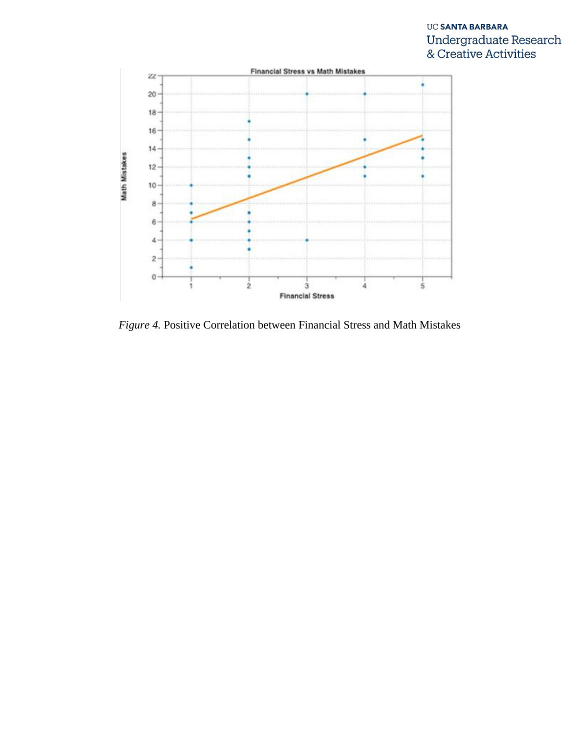Financial Stress vs Math Mistakes

Math Mistakes

22
20
18
16
14
12
10
8
6
4
2
0

1
2
3
4
5

Financial Stress

*Figure 4.* Positive Correlation between Financial Stress and Math Mistakes